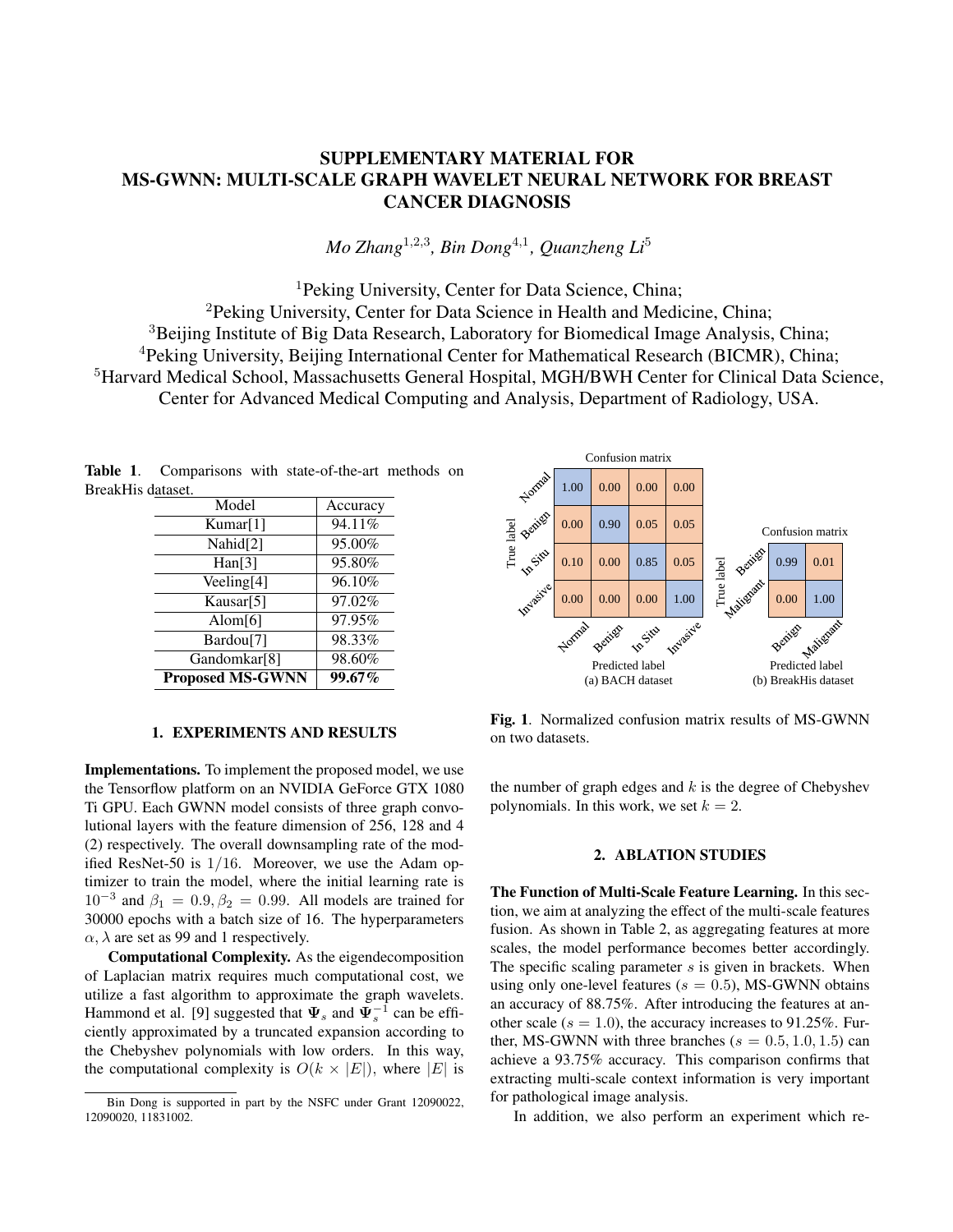# SUPPLEMENTARY MATERIAL FOR MS-GWNN: MULTI-SCALE GRAPH WAVELET NEURAL NETWORK FOR BREAST CANCER DIAGNOSIS

*Mo Zhang[1,2,3], Bin Dong[4,1], Quanzheng Li[5]*

[1]Peking University, Center for Data Science, China;
[2]Peking University, Center for Data Science in Health and Medicine, China;
[3]Beijing Institute of Big Data Research, Laboratory for Biomedical Image Analysis, China;
[4]Peking University, Beijing International Center for Mathematical Research (BICMR), China;
[5]Harvard Medical School, Massachusetts General Hospital, MGH/BWH Center for Clinical Data Science, Center for Advanced Medical Computing and Analysis, Department of Radiology, USA.

**Table 1**. Comparisons with state-of-the-art methods on BreakHis dataset.

| Model | Accuracy |
|---|---|
| Kumar[1] | 94.11% |
| Nahid[2] | 95.00% |
| Han[3] | 95.80% |
| Veeling[4] | 96.10% |
| Kausar[5] | 97.02% |
| Alom[6] | 97.95% |
| Bardou[7] | 98.33% |
| Gandomkar[8] | 98.60% |
| **Proposed MS-GWNN** | **99.67%** |

## 1. EXPERIMENTS AND RESULTS

**Implementations.** To implement the proposed model, we use the Tensorflow platform on an NVIDIA GeForce GTX 1080 Ti GPU. Each GWNN model consists of three graph convolutional layers with the feature dimension of 256, 128 and 4 (2) respectively. The overall downsampling rate of the modified ResNet-50 is $1/16$. Moreover, we use the Adam optimizer to train the model, where the initial learning rate is $10^{-3}$ and $\beta_1 = 0.9, \beta_2 = 0.99$. All models are trained for 30000 epochs with a batch size of 16. The hyperparameters $\alpha, \lambda$ are set as 99 and 1 respectively.

**Computational Complexity.** As the eigendecomposition of Laplacian matrix requires much computational cost, we utilize a fast algorithm to approximate the graph wavelets. Hammond et al. [9] suggested that $\mathbf{\Psi}_s$ and $\mathbf{\Psi}_s^{-1}$ can be efficiently approximated by a truncated expansion according to the Chebyshev polynomials with low orders. In this way, the computational complexity is $O(k \times |E|)$, where $|E|$ is the number of graph edges and $k$ is the degree of Chebyshev polynomials. In this work, we set $k = 2$.

**Fig. 1**. Normalized confusion matrix results of MS-GWNN on two datasets. (a) BACH dataset (b) BreakHis dataset

## 2. ABLATION STUDIES

**The Function of Multi-Scale Feature Learning.** In this section, we aim at analyzing the effect of the multi-scale features fusion. As shown in Table 2, as aggregating features at more scales, the model performance becomes better accordingly. The specific scaling parameter $s$ is given in brackets. When using only one-level features ($s = 0.5$), MS-GWNN obtains an accuracy of 88.75%. After introducing the features at another scale ($s = 1.0$), the accuracy increases to 91.25%. Further, MS-GWNN with three branches ($s = 0.5, 1.0, 1.5$) can achieve a 93.75% accuracy. This comparison confirms that extracting multi-scale context information is very important for pathological image analysis.

In addition, we also perform an experiment which re-

Bin Dong is supported in part by the NSFC under Grant 12090022, 12090020, 11831002.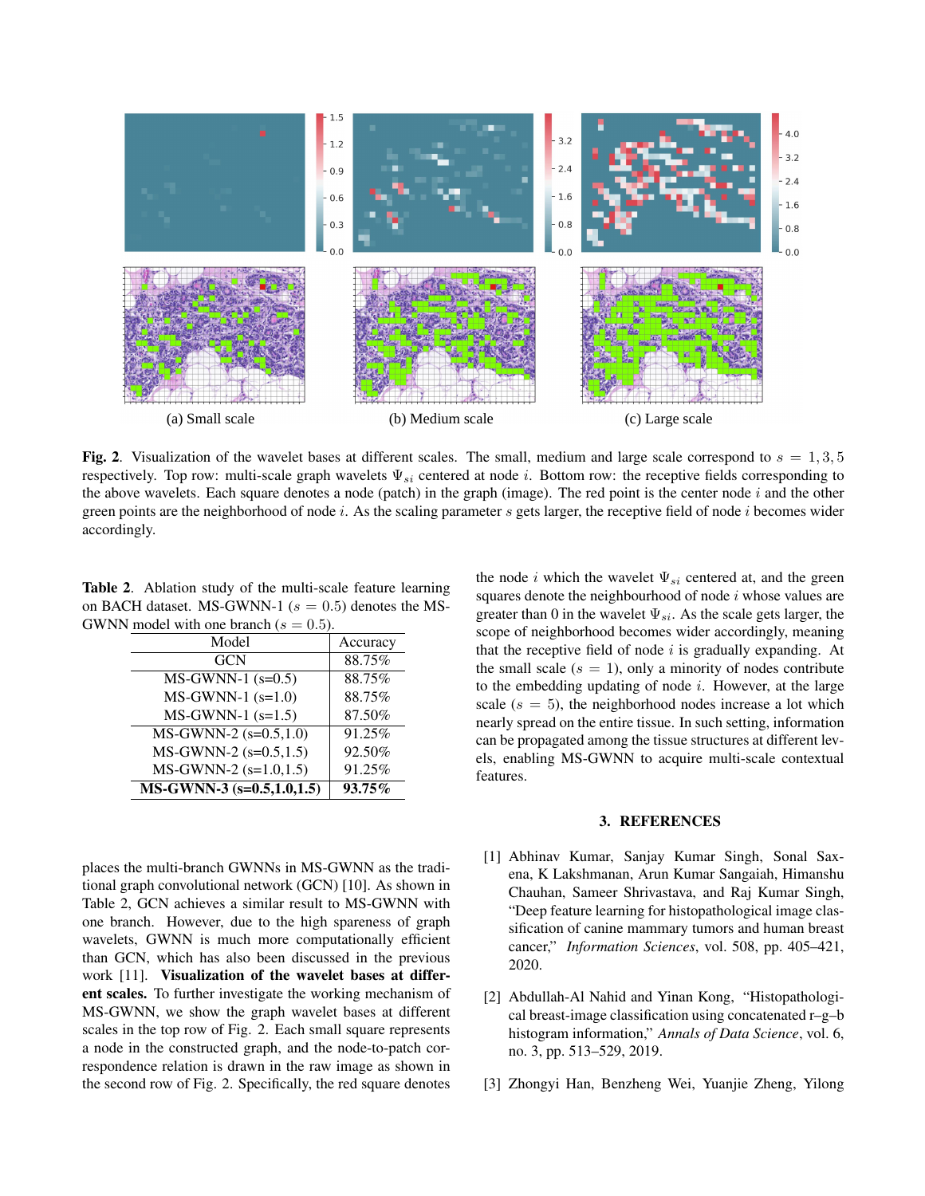(a) Small scale (b) Medium scale (c) Large scale

**Fig. 2**. Visualization of the wavelet bases at different scales. The small, medium and large scale correspond to $s = 1, 3, 5$ respectively. Top row: multi-scale graph wavelets $\Psi_{si}$ centered at node $i$. Bottom row: the receptive fields corresponding to the above wavelets. Each square denotes a node (patch) in the graph (image). The red point is the center node $i$ and the other green points are the neighborhood of node $i$. As the scaling parameter $s$ gets larger, the receptive field of node $i$ becomes wider accordingly.

**Table 2**. Ablation study of the multi-scale feature learning on BACH dataset. MS-GWNN-1 ($s = 0.5$) denotes the MS-GWNN model with one branch ($s = 0.5$).

| Model | Accuracy |
|---|---|
| GCN | 88.75% |
| MS-GWNN-1 (s=0.5) | 88.75% |
| MS-GWNN-1 (s=1.0) | 88.75% |
| MS-GWNN-1 (s=1.5) | 87.50% |
| MS-GWNN-2 (s=0.5,1.0) | 91.25% |
| MS-GWNN-2 (s=0.5,1.5) | 92.50% |
| MS-GWNN-2 (s=1.0,1.5) | 91.25% |
| **MS-GWNN-3 (s=0.5,1.0,1.5)** | **93.75%** |

places the multi-branch GWNNs in MS-GWNN as the traditional graph convolutional network (GCN) [10]. As shown in Table 2, GCN achieves a similar result to MS-GWNN with one branch. However, due to the high spareness of graph wavelets, GWNN is much more computationally efficient than GCN, which has also been discussed in the previous work [11]. **Visualization of the wavelet bases at different scales.** To further investigate the working mechanism of MS-GWNN, we show the graph wavelet bases at different scales in the top row of Fig. 2. Each small square represents a node in the constructed graph, and the node-to-patch correspondence relation is drawn in the raw image as shown in the second row of Fig. 2. Specifically, the red square denotes the node $i$ which the wavelet $\Psi_{si}$ centered at, and the green squares denote the neighbourhood of node $i$ whose values are greater than 0 in the wavelet $\Psi_{si}$. As the scale gets larger, the scope of neighborhood becomes wider accordingly, meaning that the receptive field of node $i$ is gradually expanding. At the small scale ($s = 1$), only a minority of nodes contribute to the embedding updating of node $i$. However, at the large scale ($s = 5$), the neighborhood nodes increase a lot which nearly spread on the entire tissue. In such setting, information can be propagated among the tissue structures at different levels, enabling MS-GWNN to acquire multi-scale contextual features.

## 3. REFERENCES

[1] Abhinav Kumar, Sanjay Kumar Singh, Sonal Saxena, K Lakshmanan, Arun Kumar Sangaiah, Himanshu Chauhan, Sameer Shrivastava, and Raj Kumar Singh, "Deep feature learning for histopathological image classification of canine mammary tumors and human breast cancer," *Information Sciences*, vol. 508, pp. 405–421, 2020.

[2] Abdullah-Al Nahid and Yinan Kong, "Histopathological breast-image classification using concatenated r–g–b histogram information," *Annals of Data Science*, vol. 6, no. 3, pp. 513–529, 2019.

[3] Zhongyi Han, Benzheng Wei, Yuanjie Zheng, Yilong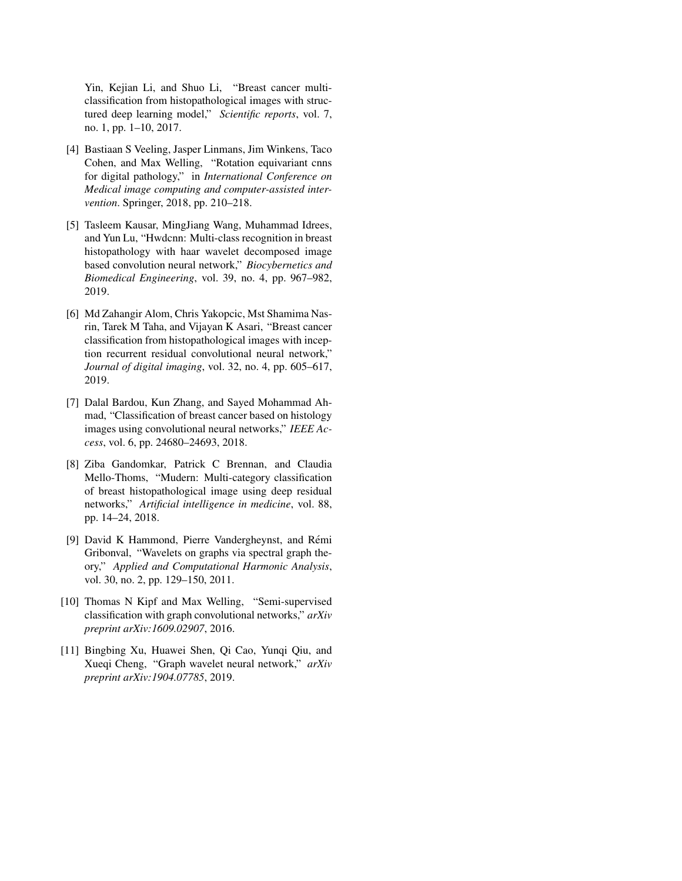Yin, Kejian Li, and Shuo Li, "Breast cancer multi-classification from histopathological images with structured deep learning model," *Scientific reports*, vol. 7, no. 1, pp. 1–10, 2017.

[4] Bastiaan S Veeling, Jasper Linmans, Jim Winkens, Taco Cohen, and Max Welling, "Rotation equivariant cnns for digital pathology," in *International Conference on Medical image computing and computer-assisted intervention*. Springer, 2018, pp. 210–218.

[5] Tasleem Kausar, MingJiang Wang, Muhammad Idrees, and Yun Lu, "Hwdcnn: Multi-class recognition in breast histopathology with haar wavelet decomposed image based convolution neural network," *Biocybernetics and Biomedical Engineering*, vol. 39, no. 4, pp. 967–982, 2019.

[6] Md Zahangir Alom, Chris Yakopcic, Mst Shamima Nasrin, Tarek M Taha, and Vijayan K Asari, "Breast cancer classification from histopathological images with inception recurrent residual convolutional neural network," *Journal of digital imaging*, vol. 32, no. 4, pp. 605–617, 2019.

[7] Dalal Bardou, Kun Zhang, and Sayed Mohammad Ahmad, "Classification of breast cancer based on histology images using convolutional neural networks," *IEEE Access*, vol. 6, pp. 24680–24693, 2018.

[8] Ziba Gandomkar, Patrick C Brennan, and Claudia Mello-Thoms, "Mudern: Multi-category classification of breast histopathological image using deep residual networks," *Artificial intelligence in medicine*, vol. 88, pp. 14–24, 2018.

[9] David K Hammond, Pierre Vandergheynst, and Rémi Gribonval, "Wavelets on graphs via spectral graph theory," *Applied and Computational Harmonic Analysis*, vol. 30, no. 2, pp. 129–150, 2011.

[10] Thomas N Kipf and Max Welling, "Semi-supervised classification with graph convolutional networks," *arXiv preprint arXiv:1609.02907*, 2016.

[11] Bingbing Xu, Huawei Shen, Qi Cao, Yunqi Qiu, and Xueqi Cheng, "Graph wavelet neural network," *arXiv preprint arXiv:1904.07785*, 2019.